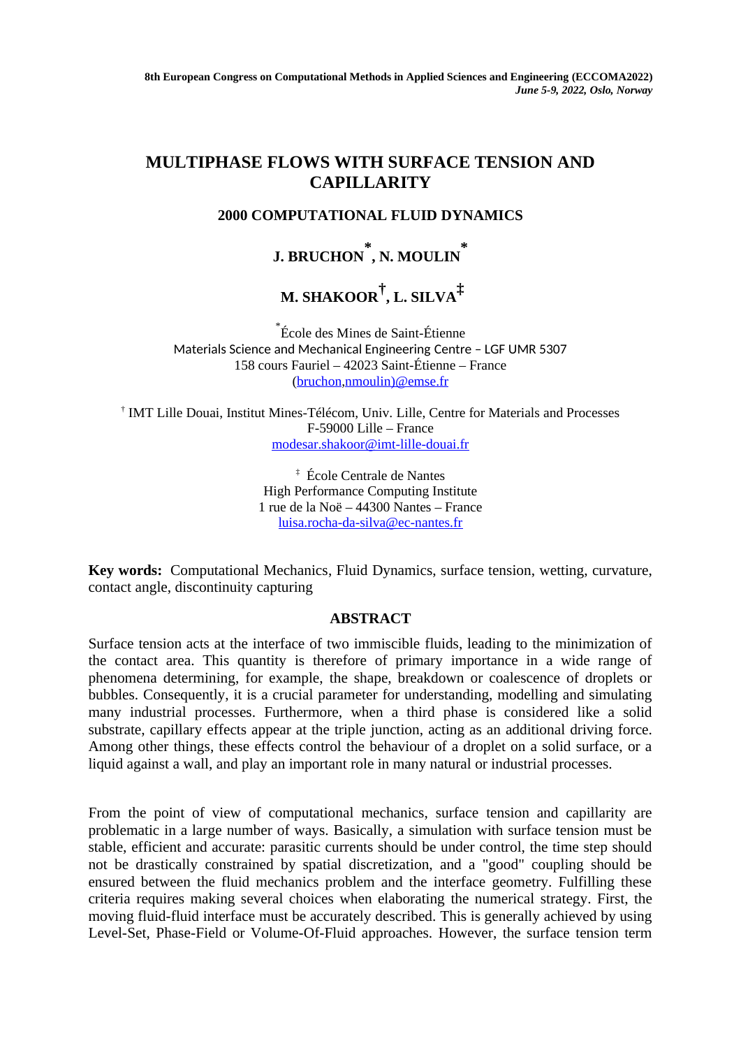# MULTIPHASE FLOWS WITH SURFACE TENSION AND CAPILLARITY

### 2000 COMPUTATIONAL FLUID DYNAMICS

**J. BRUCHON[*], N. MOULIN[*]**

**M. SHAKOOR[†], L. SILVA[‡]**

[*] École des Mines de Saint-Étienne
Materials Science and Mechanical Engineering Centre – LGF UMR 5307
158 cours Fauriel – 42023 Saint-Étienne – France
(bruchon,nmoulin)@emse.fr

[†] IMT Lille Douai, Institut Mines-Télécom, Univ. Lille, Centre for Materials and Processes
F-59000 Lille – France
modesar.shakoor@imt-lille-douai.fr

[‡] École Centrale de Nantes
High Performance Computing Institute
1 rue de la Noë – 44300 Nantes – France
luisa.rocha-da-silva@ec-nantes.fr

**Key words:** Computational Mechanics, Fluid Dynamics, surface tension, wetting, curvature, contact angle, discontinuity capturing

## ABSTRACT

Surface tension acts at the interface of two immiscible fluids, leading to the minimization of the contact area. This quantity is therefore of primary importance in a wide range of phenomena determining, for example, the shape, breakdown or coalescence of droplets or bubbles. Consequently, it is a crucial parameter for understanding, modelling and simulating many industrial processes. Furthermore, when a third phase is considered like a solid substrate, capillary effects appear at the triple junction, acting as an additional driving force. Among other things, these effects control the behaviour of a droplet on a solid surface, or a liquid against a wall, and play an important role in many natural or industrial processes.

From the point of view of computational mechanics, surface tension and capillarity are problematic in a large number of ways. Basically, a simulation with surface tension must be stable, efficient and accurate: parasitic currents should be under control, the time step should not be drastically constrained by spatial discretization, and a "good" coupling should be ensured between the fluid mechanics problem and the interface geometry. Fulfilling these criteria requires making several choices when elaborating the numerical strategy. First, the moving fluid-fluid interface must be accurately described. This is generally achieved by using Level-Set, Phase-Field or Volume-Of-Fluid approaches. However, the surface tension term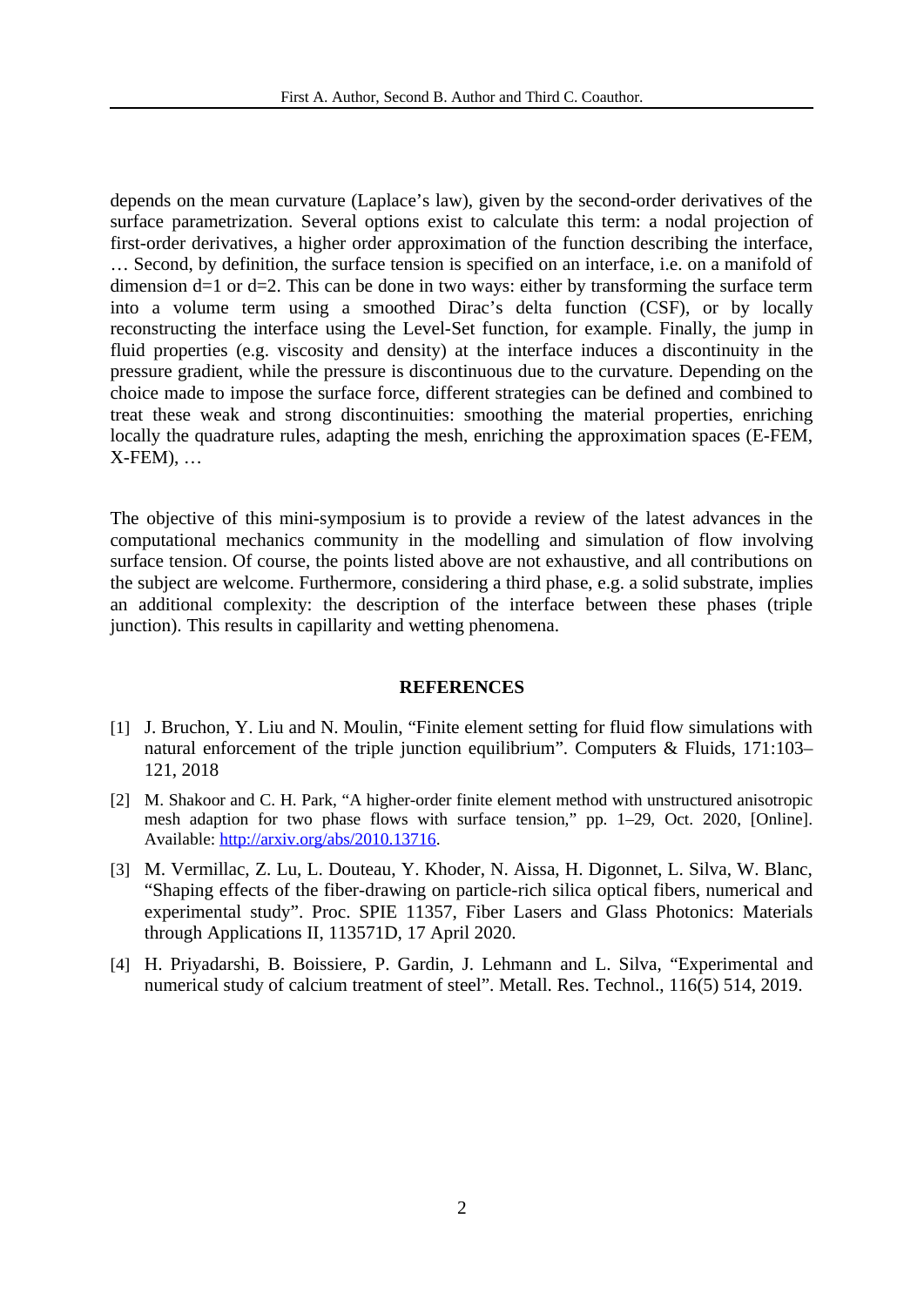depends on the mean curvature (Laplace's law), given by the second-order derivatives of the surface parametrization. Several options exist to calculate this term: a nodal projection of first-order derivatives, a higher order approximation of the function describing the interface, … Second, by definition, the surface tension is specified on an interface, i.e. on a manifold of dimension d=1 or d=2. This can be done in two ways: either by transforming the surface term into a volume term using a smoothed Dirac's delta function (CSF), or by locally reconstructing the interface using the Level-Set function, for example. Finally, the jump in fluid properties (e.g. viscosity and density) at the interface induces a discontinuity in the pressure gradient, while the pressure is discontinuous due to the curvature. Depending on the choice made to impose the surface force, different strategies can be defined and combined to treat these weak and strong discontinuities: smoothing the material properties, enriching locally the quadrature rules, adapting the mesh, enriching the approximation spaces (E-FEM, X-FEM), …

The objective of this mini-symposium is to provide a review of the latest advances in the computational mechanics community in the modelling and simulation of flow involving surface tension. Of course, the points listed above are not exhaustive, and all contributions on the subject are welcome. Furthermore, considering a third phase, e.g. a solid substrate, implies an additional complexity: the description of the interface between these phases (triple junction). This results in capillarity and wetting phenomena.

## REFERENCES

[1] J. Bruchon, Y. Liu and N. Moulin, "Finite element setting for fluid flow simulations with natural enforcement of the triple junction equilibrium". Computers & Fluids, 171:103–121, 2018

[2] M. Shakoor and C. H. Park, "A higher-order finite element method with unstructured anisotropic mesh adaption for two phase flows with surface tension," pp. 1–29, Oct. 2020, [Online]. Available: http://arxiv.org/abs/2010.13716.

[3] M. Vermillac, Z. Lu, L. Douteau, Y. Khoder, N. Aissa, H. Digonnet, L. Silva, W. Blanc, "Shaping effects of the fiber-drawing on particle-rich silica optical fibers, numerical and experimental study". Proc. SPIE 11357, Fiber Lasers and Glass Photonics: Materials through Applications II, 113571D, 17 April 2020.

[4] H. Priyadarshi, B. Boissiere, P. Gardin, J. Lehmann and L. Silva, "Experimental and numerical study of calcium treatment of steel". Metall. Res. Technol., 116(5) 514, 2019.